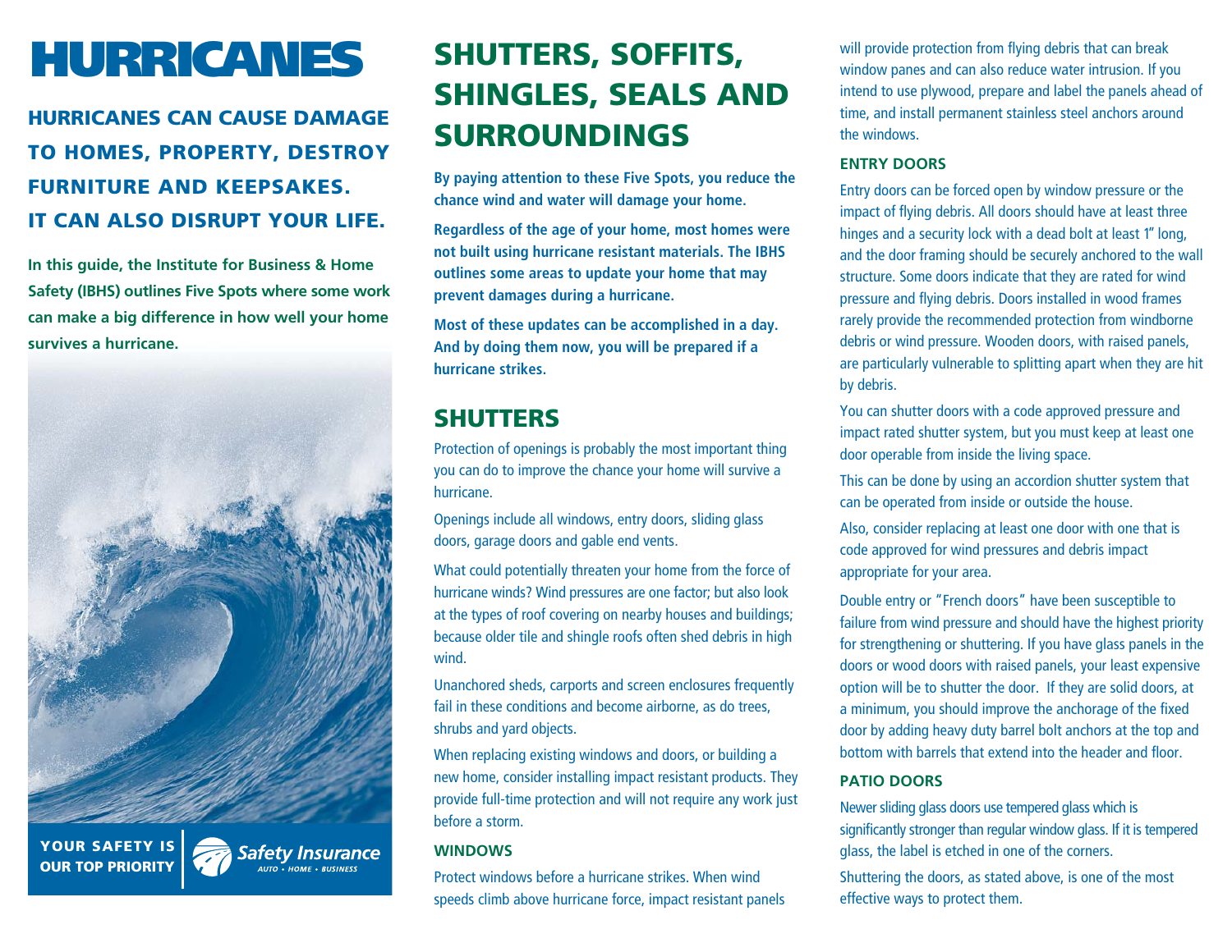# HURRICANES

## HURRICANES CAN CAUSE DAMAGE TO HOMES, PROPERTY, DESTROY FURNITURE AND KEEPSAKES. IT CAN ALSO DISRUPT YOUR LIFE.

**In this guide, the Institute for Business & Home Safety (IBHS) outlines Five Spots where some work can make a big difference in how well your home survives a hurricane.**

**YOUR SAFETY IS OUR TOP PRIORITY**

Safety Insurance
AUTO • HOME • BUSINESS

# SHUTTERS, SOFFITS, SHINGLES, SEALS AND SURROUNDINGS

**By paying attention to these Five Spots, you reduce the chance wind and water will damage your home.**

**Regardless of the age of your home, most homes were not built using hurricane resistant materials. The IBHS outlines some areas to update your home that may prevent damages during a hurricane.**

**Most of these updates can be accomplished in a day. And by doing them now, you will be prepared if a hurricane strikes.**

## SHUTTERS

Protection of openings is probably the most important thing you can do to improve the chance your home will survive a hurricane.

Openings include all windows, entry doors, sliding glass doors, garage doors and gable end vents.

What could potentially threaten your home from the force of hurricane winds? Wind pressures are one factor; but also look at the types of roof covering on nearby houses and buildings; because older tile and shingle roofs often shed debris in high wind.

Unanchored sheds, carports and screen enclosures frequently fail in these conditions and become airborne, as do trees, shrubs and yard objects.

When replacing existing windows and doors, or building a new home, consider installing impact resistant products. They provide full-time protection and will not require any work just before a storm.

### WINDOWS

Protect windows before a hurricane strikes. When wind speeds climb above hurricane force, impact resistant panels will provide protection from flying debris that can break window panes and can also reduce water intrusion. If you intend to use plywood, prepare and label the panels ahead of time, and install permanent stainless steel anchors around the windows.

### ENTRY DOORS

Entry doors can be forced open by window pressure or the impact of flying debris. All doors should have at least three hinges and a security lock with a dead bolt at least 1" long, and the door framing should be securely anchored to the wall structure. Some doors indicate that they are rated for wind pressure and flying debris. Doors installed in wood frames rarely provide the recommended protection from windborne debris or wind pressure. Wooden doors, with raised panels, are particularly vulnerable to splitting apart when they are hit by debris.

You can shutter doors with a code approved pressure and impact rated shutter system, but you must keep at least one door operable from inside the living space.

This can be done by using an accordion shutter system that can be operated from inside or outside the house.

Also, consider replacing at least one door with one that is code approved for wind pressures and debris impact appropriate for your area.

Double entry or "French doors" have been susceptible to failure from wind pressure and should have the highest priority for strengthening or shuttering. If you have glass panels in the doors or wood doors with raised panels, your least expensive option will be to shutter the door. If they are solid doors, at a minimum, you should improve the anchorage of the fixed door by adding heavy duty barrel bolt anchors at the top and bottom with barrels that extend into the header and floor.

### PATIO DOORS

Newer sliding glass doors use tempered glass which is significantly stronger than regular window glass. If it is tempered glass, the label is etched in one of the corners.

Shuttering the doors, as stated above, is one of the most effective ways to protect them.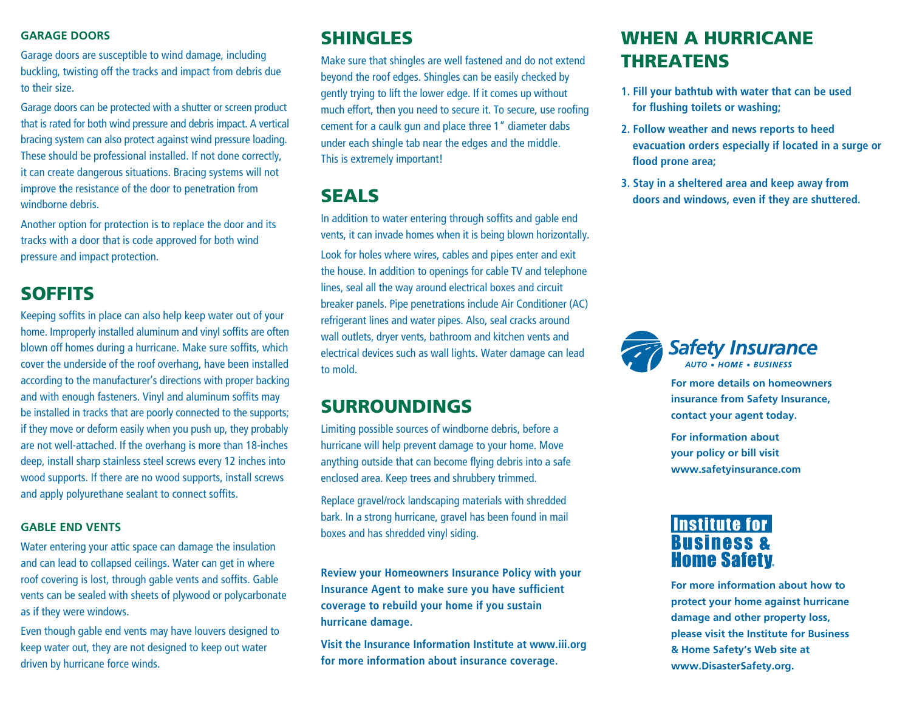### GARAGE DOORS

Garage doors are susceptible to wind damage, including buckling, twisting off the tracks and impact from debris due to their size.

Garage doors can be protected with a shutter or screen product that is rated for both wind pressure and debris impact. A vertical bracing system can also protect against wind pressure loading. These should be professional installed. If not done correctly, it can create dangerous situations. Bracing systems will not improve the resistance of the door to penetration from windborne debris.

Another option for protection is to replace the door and its tracks with a door that is code approved for both wind pressure and impact protection.

## SOFFITS

Keeping soffits in place can also help keep water out of your home. Improperly installed aluminum and vinyl soffits are often blown off homes during a hurricane. Make sure soffits, which cover the underside of the roof overhang, have been installed according to the manufacturer's directions with proper backing and with enough fasteners. Vinyl and aluminum soffits may be installed in tracks that are poorly connected to the supports; if they move or deform easily when you push up, they probably are not well-attached. If the overhang is more than 18-inches deep, install sharp stainless steel screws every 12 inches into wood supports. If there are no wood supports, install screws and apply polyurethane sealant to connect soffits.

### GABLE END VENTS

Water entering your attic space can damage the insulation and can lead to collapsed ceilings. Water can get in where roof covering is lost, through gable vents and soffits. Gable vents can be sealed with sheets of plywood or polycarbonate as if they were windows.

Even though gable end vents may have louvers designed to keep water out, they are not designed to keep out water driven by hurricane force winds.

## SHINGLES

Make sure that shingles are well fastened and do not extend beyond the roof edges. Shingles can be easily checked by gently trying to lift the lower edge. If it comes up without much effort, then you need to secure it. To secure, use roofing cement for a caulk gun and place three 1" diameter dabs under each shingle tab near the edges and the middle. This is extremely important!

## SEALS

In addition to water entering through soffits and gable end vents, it can invade homes when it is being blown horizontally.

Look for holes where wires, cables and pipes enter and exit the house. In addition to openings for cable TV and telephone lines, seal all the way around electrical boxes and circuit breaker panels. Pipe penetrations include Air Conditioner (AC) refrigerant lines and water pipes. Also, seal cracks around wall outlets, dryer vents, bathroom and kitchen vents and electrical devices such as wall lights. Water damage can lead to mold.

## SURROUNDINGS

Limiting possible sources of windborne debris, before a hurricane will help prevent damage to your home. Move anything outside that can become flying debris into a safe enclosed area. Keep trees and shrubbery trimmed.

Replace gravel/rock landscaping materials with shredded bark. In a strong hurricane, gravel has been found in mail boxes and has shredded vinyl siding.

**Review your Homeowners Insurance Policy with your Insurance Agent to make sure you have sufficient coverage to rebuild your home if you sustain hurricane damage.**

**Visit the Insurance Information Institute at www.iii.org for more information about insurance coverage.**

## WHEN A HURRICANE THREATENS

1. **Fill your bathtub with water that can be used for flushing toilets or washing;**
2. **Follow weather and news reports to heed evacuation orders especially if located in a surge or flood prone area;**
3. **Stay in a sheltered area and keep away from doors and windows, even if they are shuttered.**

Safety Insurance
AUTO • HOME • BUSINESS

**For more details on homeowners insurance from Safety Insurance, contact your agent today.**

**For information about your policy or bill visit www.safetyinsurance.com**

Institute for Business & Home Safety

**For more information about how to protect your home against hurricane damage and other property loss, please visit the Institute for Business & Home Safety's Web site at www.DisasterSafety.org.**